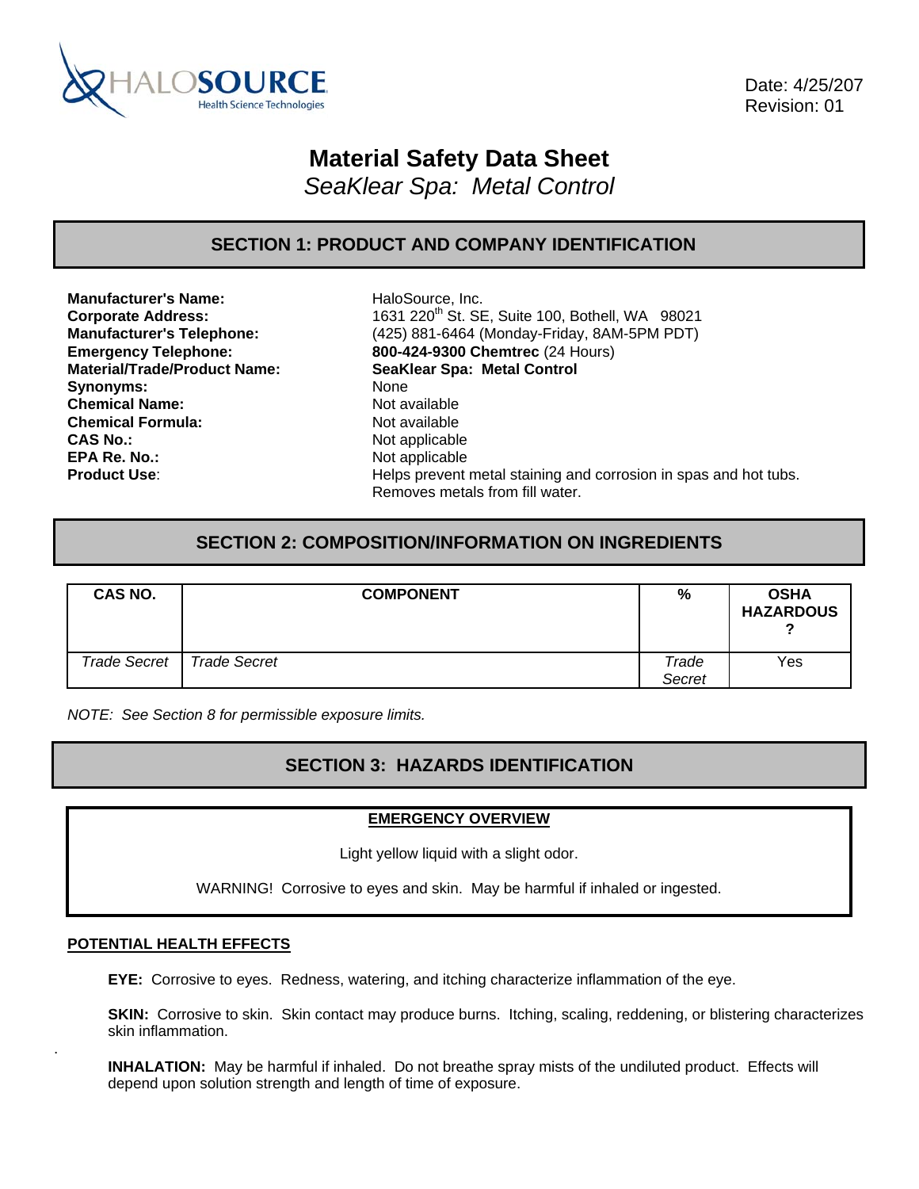HALOSOURCE
Health Science Technologies

Date: 4/25/207
Revision: 01

# Material Safety Data Sheet

*SeaKlear Spa: Metal Control*

## SECTION 1: PRODUCT AND COMPANY IDENTIFICATION

| | |
|---|---|
| **Manufacturer's Name:** | HaloSource, Inc. |
| **Corporate Address:** | 1631 220th St. SE, Suite 100, Bothell, WA 98021 |
| **Manufacturer's Telephone:** | (425) 881-6464 (Monday-Friday, 8AM-5PM PDT) |
| **Emergency Telephone:** | **800-424-9300 Chemtrec** (24 Hours) |
| **Material/Trade/Product Name:** | **SeaKlear Spa: Metal Control** |
| **Synonyms:** | None |
| **Chemical Name:** | Not available |
| **Chemical Formula:** | Not available |
| **CAS No.:** | Not applicable |
| **EPA Re. No.:** | Not applicable |
| **Product Use**: | Helps prevent metal staining and corrosion in spas and hot tubs. Removes metals from fill water. |

## SECTION 2: COMPOSITION/INFORMATION ON INGREDIENTS

| CAS NO. | COMPONENT | % | OSHA HAZARDOUS ? |
|---|---|---|---|
| *Trade Secret* | *Trade Secret* | *Trade Secret* | Yes |

*NOTE: See Section 8 for permissible exposure limits.*

## SECTION 3: HAZARDS IDENTIFICATION

**EMERGENCY OVERVIEW**

Light yellow liquid with a slight odor.

WARNING! Corrosive to eyes and skin. May be harmful if inhaled or ingested.

**POTENTIAL HEALTH EFFECTS**

**EYE:** Corrosive to eyes. Redness, watering, and itching characterize inflammation of the eye.

**SKIN:** Corrosive to skin. Skin contact may produce burns. Itching, scaling, reddening, or blistering characterizes skin inflammation.

**INHALATION:** May be harmful if inhaled. Do not breathe spray mists of the undiluted product. Effects will depend upon solution strength and length of time of exposure.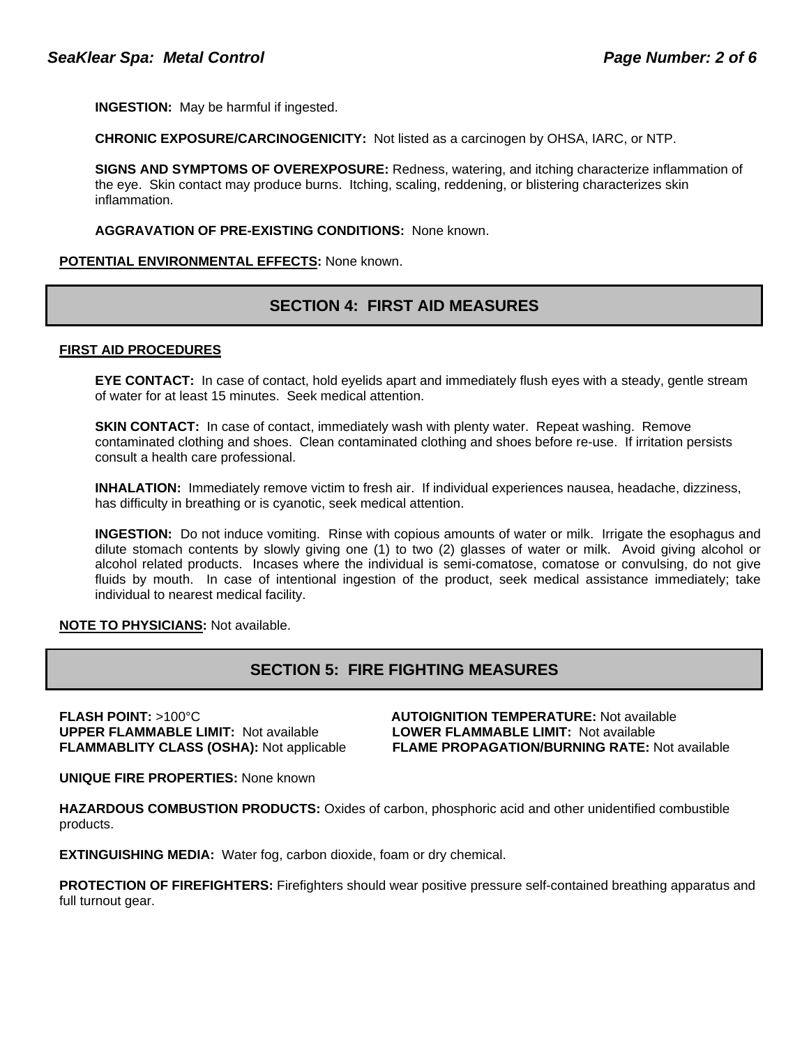**INGESTION:** May be harmful if ingested.

**CHRONIC EXPOSURE/CARCINOGENICITY:** Not listed as a carcinogen by OHSA, IARC, or NTP.

**SIGNS AND SYMPTOMS OF OVEREXPOSURE:** Redness, watering, and itching characterize inflammation of the eye. Skin contact may produce burns. Itching, scaling, reddening, or blistering characterizes skin inflammation.

**AGGRAVATION OF PRE-EXISTING CONDITIONS:** None known.

**POTENTIAL ENVIRONMENTAL EFFECTS:** None known.

## SECTION 4: FIRST AID MEASURES

**FIRST AID PROCEDURES**

**EYE CONTACT:** In case of contact, hold eyelids apart and immediately flush eyes with a steady, gentle stream of water for at least 15 minutes. Seek medical attention.

**SKIN CONTACT:** In case of contact, immediately wash with plenty water. Repeat washing. Remove contaminated clothing and shoes. Clean contaminated clothing and shoes before re-use. If irritation persists consult a health care professional.

**INHALATION:** Immediately remove victim to fresh air. If individual experiences nausea, headache, dizziness, has difficulty in breathing or is cyanotic, seek medical attention.

**INGESTION:** Do not induce vomiting. Rinse with copious amounts of water or milk. Irrigate the esophagus and dilute stomach contents by slowly giving one (1) to two (2) glasses of water or milk. Avoid giving alcohol or alcohol related products. Incases where the individual is semi-comatose, comatose or convulsing, do not give fluids by mouth. In case of intentional ingestion of the product, seek medical assistance immediately; take individual to nearest medical facility.

**NOTE TO PHYSICIANS:** Not available.

## SECTION 5: FIRE FIGHTING MEASURES

**FLASH POINT:** >100°C

**AUTOIGNITION TEMPERATURE:** Not available

**UPPER FLAMMABLE LIMIT:** Not available

**LOWER FLAMMABLE LIMIT:** Not available

**FLAMMABLITY CLASS (OSHA):** Not applicable

**FLAME PROPAGATION/BURNING RATE:** Not available

**UNIQUE FIRE PROPERTIES:** None known

**HAZARDOUS COMBUSTION PRODUCTS:** Oxides of carbon, phosphoric acid and other unidentified combustible products.

**EXTINGUISHING MEDIA:** Water fog, carbon dioxide, foam or dry chemical.

**PROTECTION OF FIREFIGHTERS:** Firefighters should wear positive pressure self-contained breathing apparatus and full turnout gear.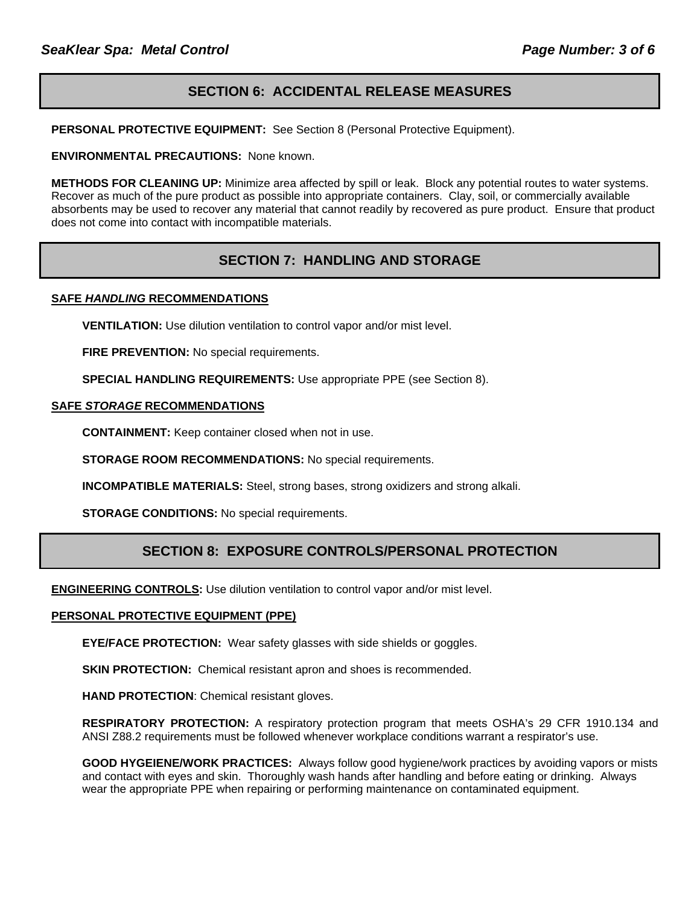## SECTION 6: ACCIDENTAL RELEASE MEASURES

**PERSONAL PROTECTIVE EQUIPMENT:** See Section 8 (Personal Protective Equipment).

**ENVIRONMENTAL PRECAUTIONS:** None known.

**METHODS FOR CLEANING UP:** Minimize area affected by spill or leak. Block any potential routes to water systems. Recover as much of the pure product as possible into appropriate containers. Clay, soil, or commercially available absorbents may be used to recover any material that cannot readily by recovered as pure product. Ensure that product does not come into contact with incompatible materials.

## SECTION 7: HANDLING AND STORAGE

**SAFE *HANDLING* RECOMMENDATIONS**

**VENTILATION:** Use dilution ventilation to control vapor and/or mist level.

**FIRE PREVENTION:** No special requirements.

**SPECIAL HANDLING REQUIREMENTS:** Use appropriate PPE (see Section 8).

**SAFE *STORAGE* RECOMMENDATIONS**

**CONTAINMENT:** Keep container closed when not in use.

**STORAGE ROOM RECOMMENDATIONS:** No special requirements.

**INCOMPATIBLE MATERIALS:** Steel, strong bases, strong oxidizers and strong alkali.

**STORAGE CONDITIONS:** No special requirements.

## SECTION 8: EXPOSURE CONTROLS/PERSONAL PROTECTION

**ENGINEERING CONTROLS:** Use dilution ventilation to control vapor and/or mist level.

**PERSONAL PROTECTIVE EQUIPMENT (PPE)**

**EYE/FACE PROTECTION:** Wear safety glasses with side shields or goggles.

**SKIN PROTECTION:** Chemical resistant apron and shoes is recommended.

**HAND PROTECTION**: Chemical resistant gloves.

**RESPIRATORY PROTECTION:** A respiratory protection program that meets OSHA's 29 CFR 1910.134 and ANSI Z88.2 requirements must be followed whenever workplace conditions warrant a respirator's use.

**GOOD HYGEIENE/WORK PRACTICES:** Always follow good hygiene/work practices by avoiding vapors or mists and contact with eyes and skin. Thoroughly wash hands after handling and before eating or drinking. Always wear the appropriate PPE when repairing or performing maintenance on contaminated equipment.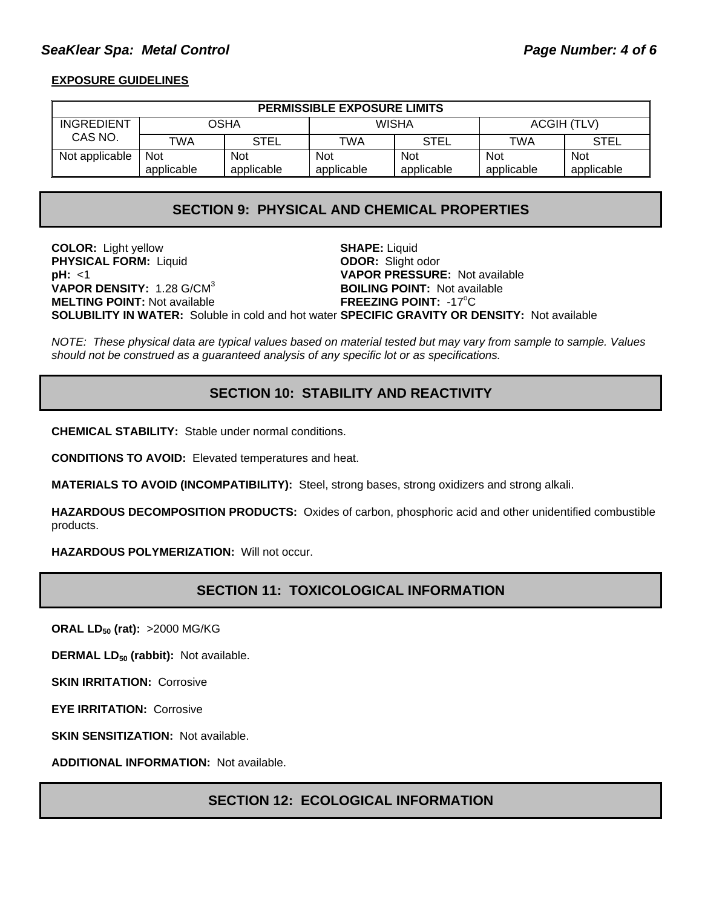**EXPOSURE GUIDELINES**

| PERMISSIBLE EXPOSURE LIMITS | | | | | | |
|---|---|---|---|---|---|---|
| INGREDIENT CAS NO. | OSHA | | WISHA | | ACGIH (TLV) | |
| | TWA | STEL | TWA | STEL | TWA | STEL |
| Not applicable | Not applicable | Not applicable | Not applicable | Not applicable | Not applicable | Not applicable |

## SECTION 9: PHYSICAL AND CHEMICAL PROPERTIES

**COLOR:** Light yellow
**SHAPE:** Liquid
**PHYSICAL FORM:** Liquid
**ODOR:** Slight odor
**pH:** <1
**VAPOR PRESSURE:** Not available
**VAPOR DENSITY:** 1.28 $G/CM^3$
**BOILING POINT:** Not available
**MELTING POINT:** Not available
**FREEZING POINT:** $-17^oC$
**SOLUBILITY IN WATER:** Soluble in cold and hot water
**SPECIFIC GRAVITY OR DENSITY:** Not available

*NOTE: These physical data are typical values based on material tested but may vary from sample to sample. Values should not be construed as a guaranteed analysis of any specific lot or as specifications.*

## SECTION 10: STABILITY AND REACTIVITY

**CHEMICAL STABILITY:** Stable under normal conditions.

**CONDITIONS TO AVOID:** Elevated temperatures and heat.

**MATERIALS TO AVOID (INCOMPATIBILITY):** Steel, strong bases, strong oxidizers and strong alkali.

**HAZARDOUS DECOMPOSITION PRODUCTS:** Oxides of carbon, phosphoric acid and other unidentified combustible products.

**HAZARDOUS POLYMERIZATION:** Will not occur.

## SECTION 11: TOXICOLOGICAL INFORMATION

**ORAL $LD_{50}$ (rat):** >2000 MG/KG

**DERMAL $LD_{50}$ (rabbit):** Not available.

**SKIN IRRITATION:** Corrosive

**EYE IRRITATION:** Corrosive

**SKIN SENSITIZATION:** Not available.

**ADDITIONAL INFORMATION:** Not available.

## SECTION 12: ECOLOGICAL INFORMATION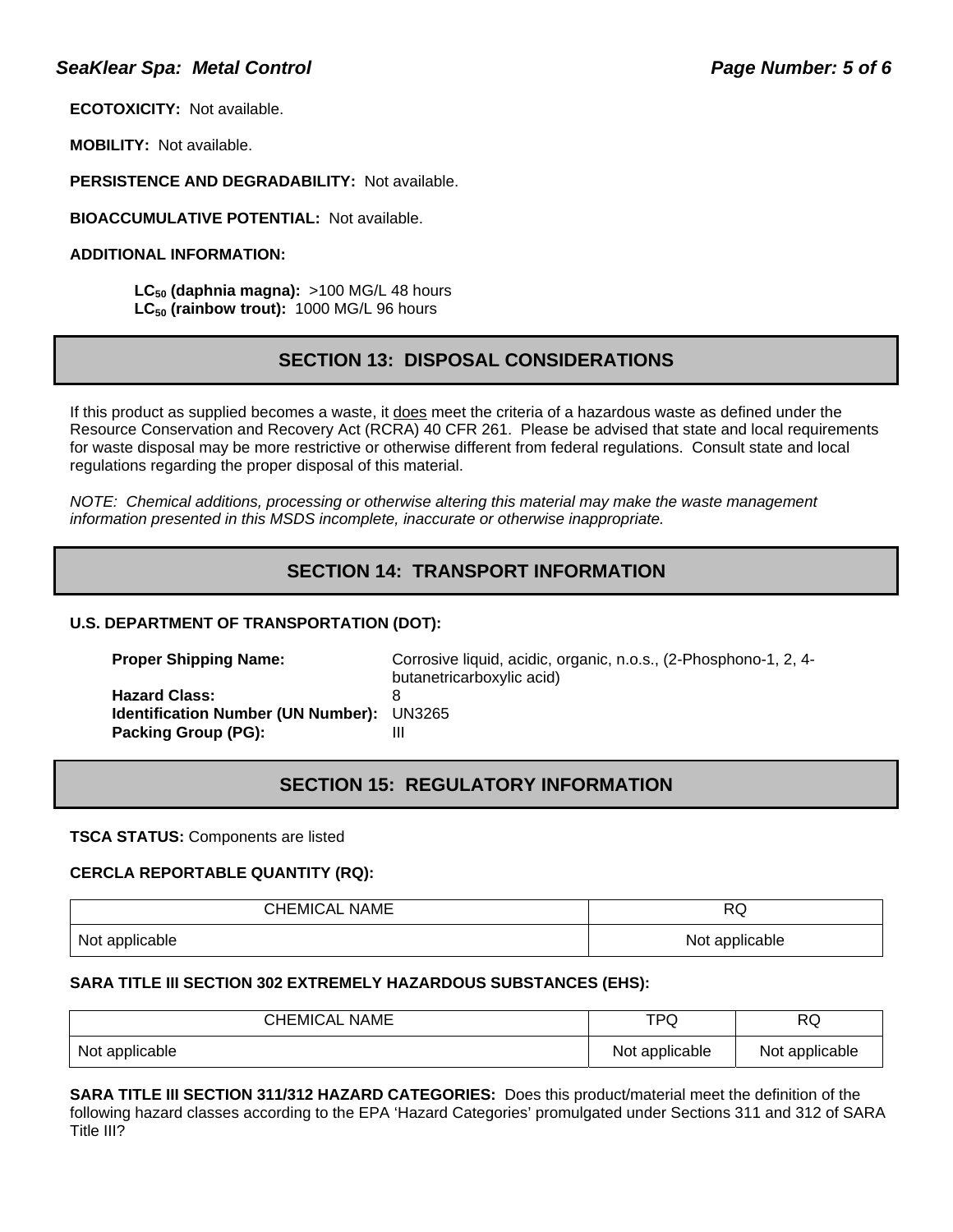**ECOTOXICITY:** Not available.

**MOBILITY:** Not available.

**PERSISTENCE AND DEGRADABILITY:** Not available.

**BIOACCUMULATIVE POTENTIAL:** Not available.

**ADDITIONAL INFORMATION:**

> **$LC_{50}$ (daphnia magna):** >100 MG/L 48 hours
> **$LC_{50}$ (rainbow trout):** 1000 MG/L 96 hours

## SECTION 13: DISPOSAL CONSIDERATIONS

If this product as supplied becomes a waste, it does meet the criteria of a hazardous waste as defined under the Resource Conservation and Recovery Act (RCRA) 40 CFR 261. Please be advised that state and local requirements for waste disposal may be more restrictive or otherwise different from federal regulations. Consult state and local regulations regarding the proper disposal of this material.

*NOTE: Chemical additions, processing or otherwise altering this material may make the waste management information presented in this MSDS incomplete, inaccurate or otherwise inappropriate.*

## SECTION 14: TRANSPORT INFORMATION

**U.S. DEPARTMENT OF TRANSPORTATION (DOT):**

| | |
|---|---|
| **Proper Shipping Name:** | Corrosive liquid, acidic, organic, n.o.s., (2-Phosphono-1, 2, 4-butanetricarboxylic acid) |
| **Hazard Class:** | 8 |
| **Identification Number (UN Number):** | UN3265 |
| **Packing Group (PG):** | III |

## SECTION 15: REGULATORY INFORMATION

**TSCA STATUS:** Components are listed

**CERCLA REPORTABLE QUANTITY (RQ):**

| CHEMICAL NAME | RQ |
|---|---|
| Not applicable | Not applicable |

**SARA TITLE III SECTION 302 EXTREMELY HAZARDOUS SUBSTANCES (EHS):**

| CHEMICAL NAME | TPQ | RQ |
|---|---|---|
| Not applicable | Not applicable | Not applicable |

**SARA TITLE III SECTION 311/312 HAZARD CATEGORIES:** Does this product/material meet the definition of the following hazard classes according to the EPA 'Hazard Categories' promulgated under Sections 311 and 312 of SARA Title III?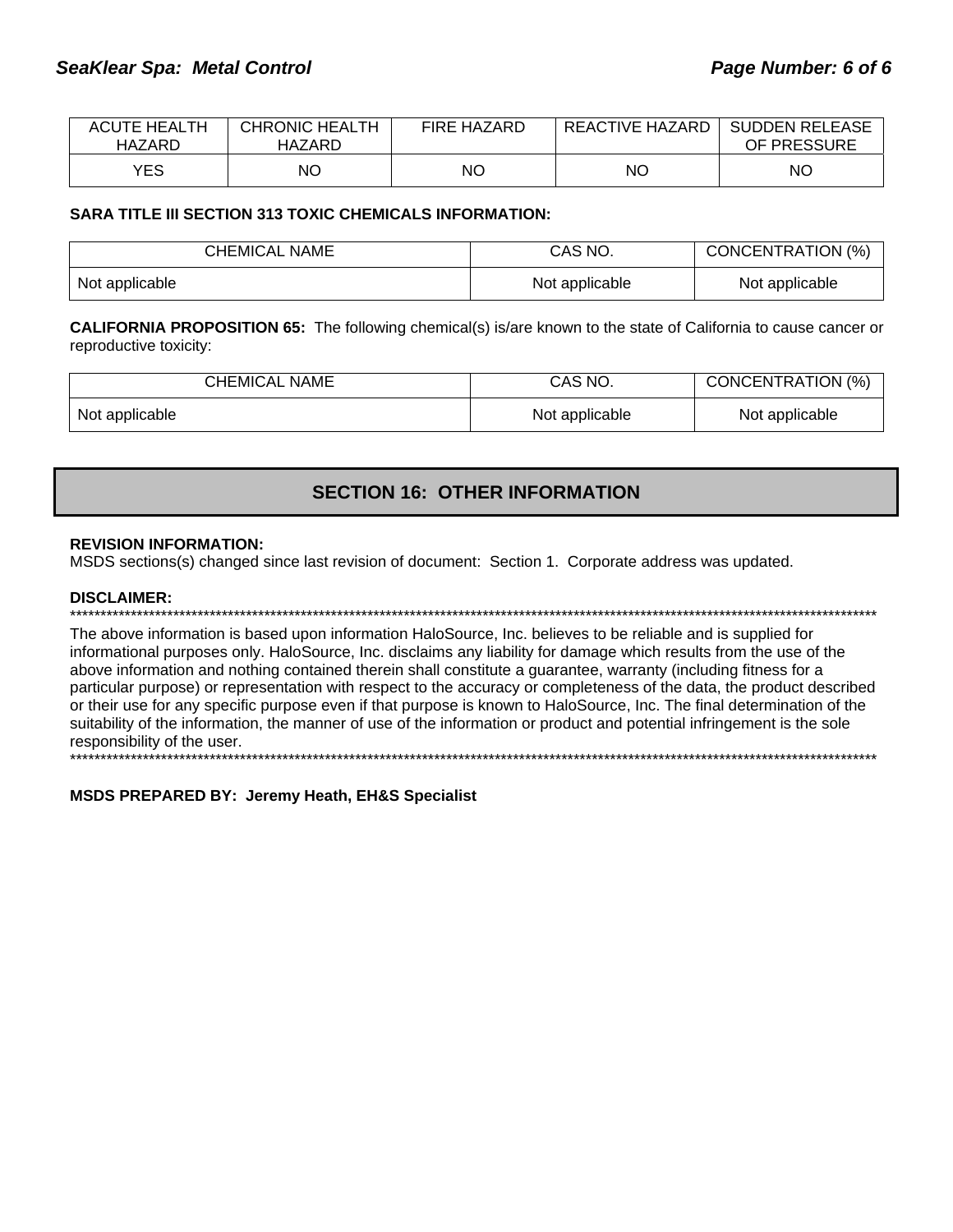| ACUTE HEALTH HAZARD | CHRONIC HEALTH HAZARD | FIRE HAZARD | REACTIVE HAZARD | SUDDEN RELEASE OF PRESSURE |
| --- | --- | --- | --- | --- |
| YES | NO | NO | NO | NO |

**SARA TITLE III SECTION 313 TOXIC CHEMICALS INFORMATION:**

| CHEMICAL NAME | CAS NO. | CONCENTRATION (%) |
| --- | --- | --- |
| Not applicable | Not applicable | Not applicable |

**CALIFORNIA PROPOSITION 65:** The following chemical(s) is/are known to the state of California to cause cancer or reproductive toxicity:

| CHEMICAL NAME | CAS NO. | CONCENTRATION (%) |
| --- | --- | --- |
| Not applicable | Not applicable | Not applicable |

## SECTION 16: OTHER INFORMATION

**REVISION INFORMATION:**
MSDS sections(s) changed since last revision of document: Section 1. Corporate address was updated.

**DISCLAIMER:**

************************************************************************************************************************************

The above information is based upon information HaloSource, Inc. believes to be reliable and is supplied for informational purposes only. HaloSource, Inc. disclaims any liability for damage which results from the use of the above information and nothing contained therein shall constitute a guarantee, warranty (including fitness for a particular purpose) or representation with respect to the accuracy or completeness of the data, the product described or their use for any specific purpose even if that purpose is known to HaloSource, Inc. The final determination of the suitability of the information, the manner of use of the information or product and potential infringement is the sole responsibility of the user.

************************************************************************************************************************************

**MSDS PREPARED BY: Jeremy Heath, EH&S Specialist**